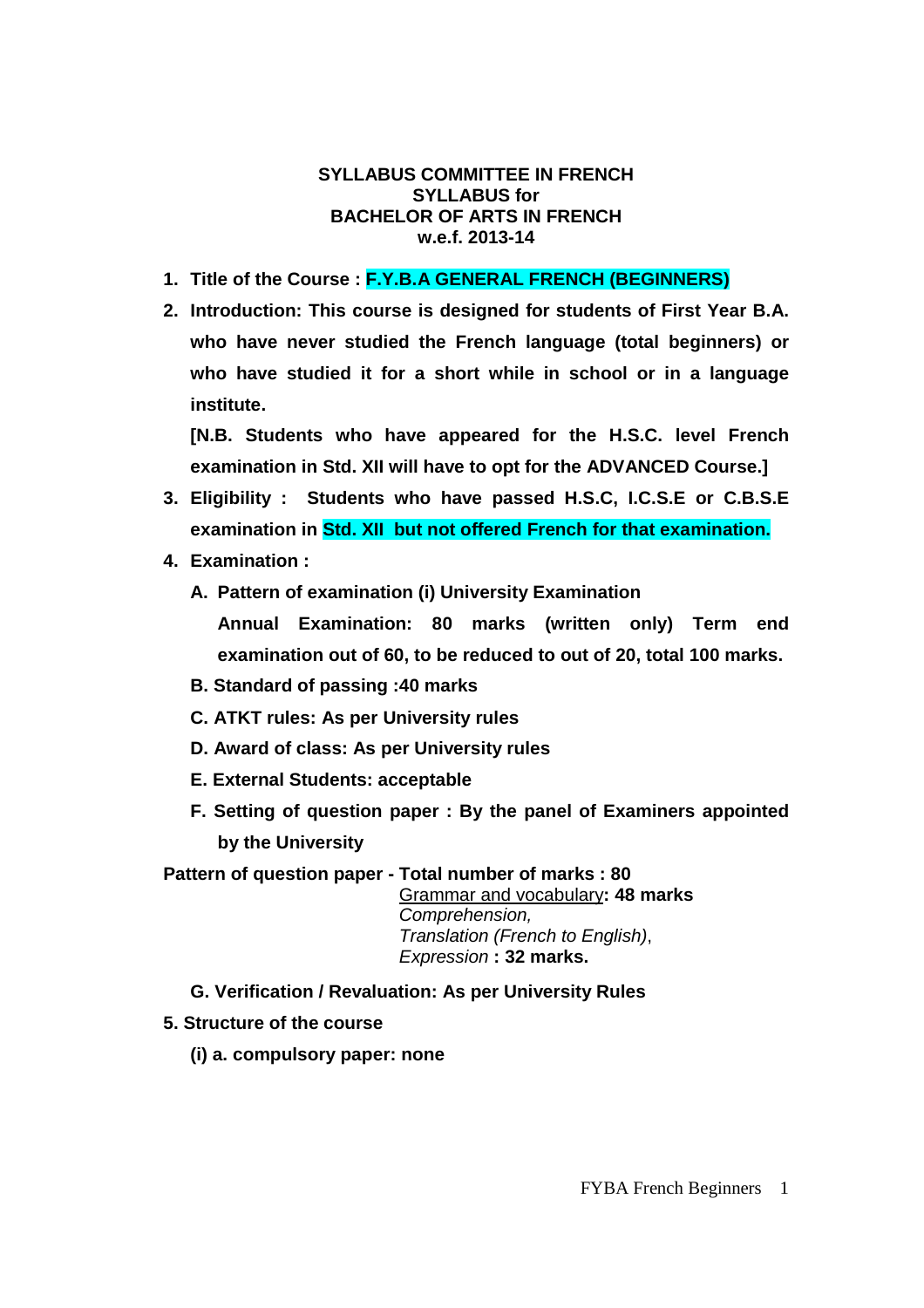**SYLLABUS COMMITTEE IN FRENCH**
**SYLLABUS for**
**BACHELOR OF ARTS IN FRENCH**
**w.e.f. 2013-14**

1. **Title of the Course : F.Y.B.A GENERAL FRENCH (BEGINNERS)**
2. **Introduction: This course is designed for students of First Year B.A. who have never studied the French language (total beginners) or who have studied it for a short while in school or in a language institute.**

   **[N.B. Students who have appeared for the H.S.C. level French examination in Std. XII will have to opt for the ADVANCED Course.]**
3. **Eligibility : Students who have passed H.S.C, I.C.S.E or C.B.S.E examination in Std. XII but not offered French for that examination.**
4. **Examination :**
   - **A. Pattern of examination (i) University Examination**

     **Annual Examination: 80 marks (written only) Term end examination out of 60, to be reduced to out of 20, total 100 marks.**
   - **B. Standard of passing :40 marks**
   - **C. ATKT rules: As per University rules**
   - **D. Award of class: As per University rules**
   - **E. External Students: acceptable**
   - **F. Setting of question paper : By the panel of Examiners appointed by the University**

**Pattern of question paper - Total number of marks : 80**

Grammar and vocabulary**: 48 marks**
*Comprehension,*
*Translation (French to English)*,
*Expression* **: 32 marks.**

- **G. Verification / Revaluation: As per University Rules**

**5. Structure of the course**

**(i) a. compulsory paper: none**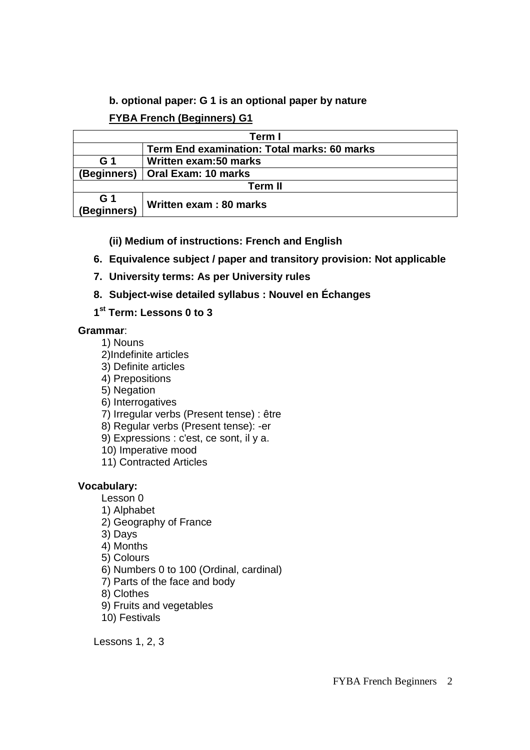**b. optional paper: G 1 is an optional paper by nature**

**FYBA French (Beginners) G1**

| Term I | |
|---|---|
| | **Term End examination: Total marks: 60 marks** |
| **G 1** | **Written exam:50 marks** |
| **(Beginners)** | **Oral Exam: 10 marks** |
| **Term II** | |
| **G 1 (Beginners)** | **Written exam : 80 marks** |

**(ii) Medium of instructions: French and English**

6. **Equivalence subject / paper and transitory provision: Not applicable**
7. **University terms: As per University rules**
8. **Subject-wise detailed syllabus : Nouvel en Échanges**

**1st Term: Lessons 0 to 3**

**Grammar**:

1) Nouns
2) Indefinite articles
3) Definite articles
4) Prepositions
5) Negation
6) Interrogatives
7) Irregular verbs (Present tense) : être
8) Regular verbs (Present tense): -er
9) Expressions : c'est, ce sont, il y a.
10) Imperative mood
11) Contracted Articles

**Vocabulary:**

Lesson 0

1) Alphabet
2) Geography of France
3) Days
4) Months
5) Colours
6) Numbers 0 to 100 (Ordinal, cardinal)
7) Parts of the face and body
8) Clothes
9) Fruits and vegetables
10) Festivals

Lessons 1, 2, 3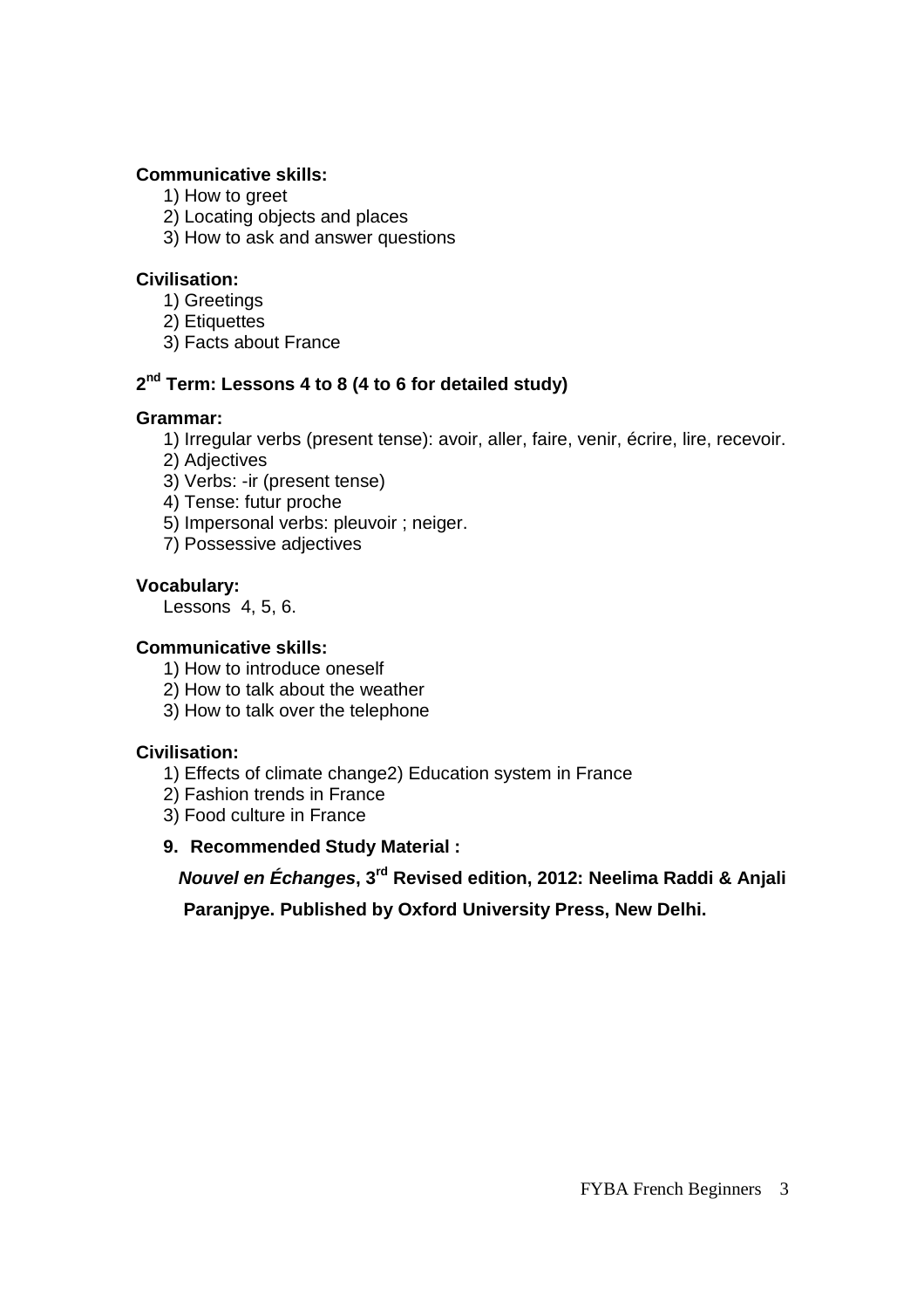**Communicative skills:**

1) How to greet
2) Locating objects and places
3) How to ask and answer questions

**Civilisation:**

1) Greetings
2) Etiquettes
3) Facts about France

**2nd Term: Lessons 4 to 8 (4 to 6 for detailed study)**

**Grammar:**

1) Irregular verbs (present tense): avoir, aller, faire, venir, écrire, lire, recevoir.
2) Adjectives
3) Verbs: -ir (present tense)
4) Tense: futur proche
5) Impersonal verbs: pleuvoir ; neiger.
7) Possessive adjectives

**Vocabulary:**

Lessons 4, 5, 6.

**Communicative skills:**

1) How to introduce oneself
2) How to talk about the weather
3) How to talk over the telephone

**Civilisation:**

1) Effects of climate change2) Education system in France
2) Fashion trends in France
3) Food culture in France

**9. Recommended Study Material :**

***Nouvel en Échanges*, 3rd Revised edition, 2012: Neelima Raddi & Anjali Paranjpye. Published by Oxford University Press, New Delhi.**